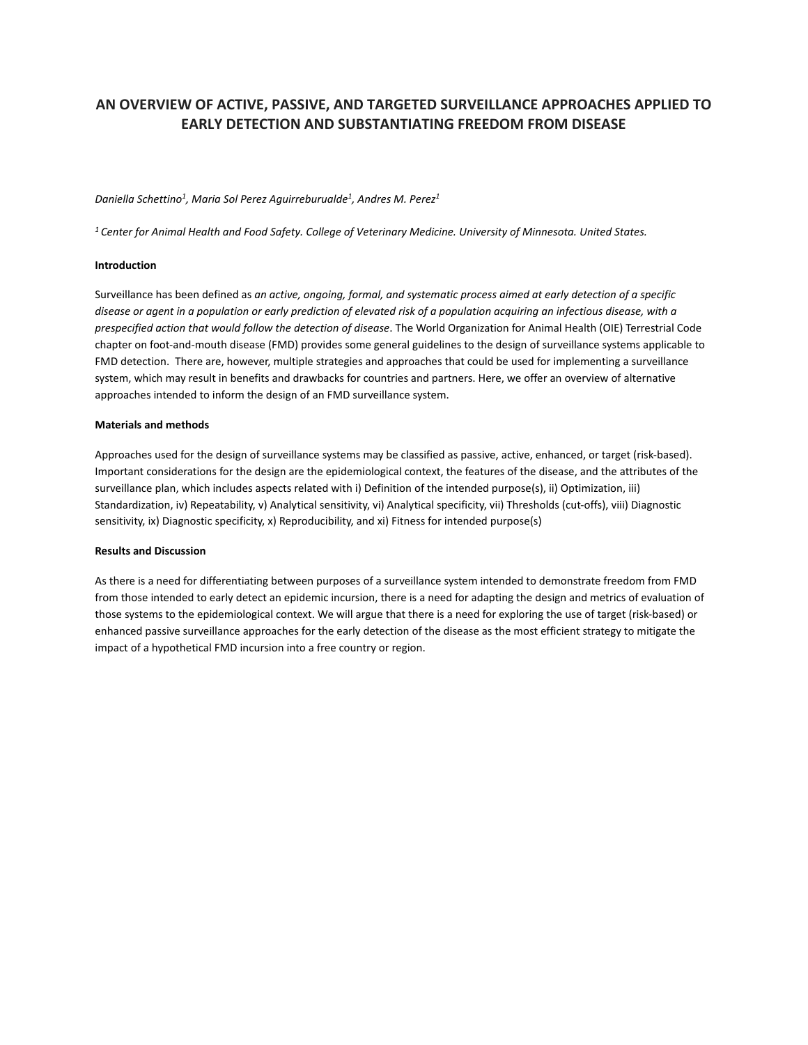# AN OVERVIEW OF ACTIVE, PASSIVE, AND TARGETED SURVEILLANCE APPROACHES APPLIED TO EARLY DETECTION AND SUBSTANTIATING FREEDOM FROM DISEASE

*Daniella Schettino[1], Maria Sol Perez Aguirreburualde[1], Andres M. Perez[1]*

*[1] Center for Animal Health and Food Safety. College of Veterinary Medicine. University of Minnesota. United States.*

**Introduction**

Surveillance has been defined as *an active, ongoing, formal, and systematic process aimed at early detection of a specific disease or agent in a population or early prediction of elevated risk of a population acquiring an infectious disease, with a prespecified action that would follow the detection of disease*. The World Organization for Animal Health (OIE) Terrestrial Code chapter on foot-and-mouth disease (FMD) provides some general guidelines to the design of surveillance systems applicable to FMD detection. There are, however, multiple strategies and approaches that could be used for implementing a surveillance system, which may result in benefits and drawbacks for countries and partners. Here, we offer an overview of alternative approaches intended to inform the design of an FMD surveillance system.

**Materials and methods**

Approaches used for the design of surveillance systems may be classified as passive, active, enhanced, or target (risk-based). Important considerations for the design are the epidemiological context, the features of the disease, and the attributes of the surveillance plan, which includes aspects related with i) Definition of the intended purpose(s), ii) Optimization, iii) Standardization, iv) Repeatability, v) Analytical sensitivity, vi) Analytical specificity, vii) Thresholds (cut-offs), viii) Diagnostic sensitivity, ix) Diagnostic specificity, x) Reproducibility, and xi) Fitness for intended purpose(s)

**Results and Discussion**

As there is a need for differentiating between purposes of a surveillance system intended to demonstrate freedom from FMD from those intended to early detect an epidemic incursion, there is a need for adapting the design and metrics of evaluation of those systems to the epidemiological context. We will argue that there is a need for exploring the use of target (risk-based) or enhanced passive surveillance approaches for the early detection of the disease as the most efficient strategy to mitigate the impact of a hypothetical FMD incursion into a free country or region.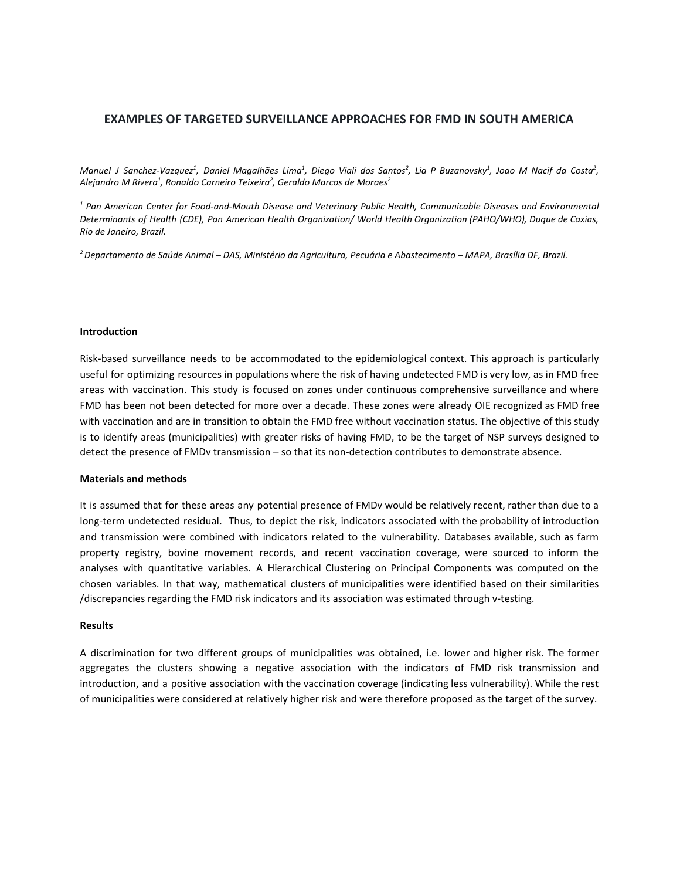# EXAMPLES OF TARGETED SURVEILLANCE APPROACHES FOR FMD IN SOUTH AMERICA

*Manuel J Sanchez-Vazquez[1], Daniel Magalhães Lima[1], Diego Viali dos Santos[2], Lia P Buzanovsky[1], Joao M Nacif da Costa[2], Alejandro M Rivera[1], Ronaldo Carneiro Teixeira[2], Geraldo Marcos de Moraes[2]*

*[1] Pan American Center for Food-and-Mouth Disease and Veterinary Public Health, Communicable Diseases and Environmental Determinants of Health (CDE), Pan American Health Organization/ World Health Organization (PAHO/WHO), Duque de Caxias, Rio de Janeiro, Brazil.*

*[2] Departamento de Saúde Animal – DAS, Ministério da Agricultura, Pecuária e Abastecimento – MAPA, Brasília DF, Brazil.*

**Introduction**

Risk-based surveillance needs to be accommodated to the epidemiological context. This approach is particularly useful for optimizing resources in populations where the risk of having undetected FMD is very low, as in FMD free areas with vaccination. This study is focused on zones under continuous comprehensive surveillance and where FMD has been not been detected for more over a decade. These zones were already OIE recognized as FMD free with vaccination and are in transition to obtain the FMD free without vaccination status. The objective of this study is to identify areas (municipalities) with greater risks of having FMD, to be the target of NSP surveys designed to detect the presence of FMDv transmission – so that its non-detection contributes to demonstrate absence.

**Materials and methods**

It is assumed that for these areas any potential presence of FMDv would be relatively recent, rather than due to a long-term undetected residual. Thus, to depict the risk, indicators associated with the probability of introduction and transmission were combined with indicators related to the vulnerability. Databases available, such as farm property registry, bovine movement records, and recent vaccination coverage, were sourced to inform the analyses with quantitative variables. A Hierarchical Clustering on Principal Components was computed on the chosen variables. In that way, mathematical clusters of municipalities were identified based on their similarities /discrepancies regarding the FMD risk indicators and its association was estimated through v-testing.

**Results**

A discrimination for two different groups of municipalities was obtained, i.e. lower and higher risk. The former aggregates the clusters showing a negative association with the indicators of FMD risk transmission and introduction, and a positive association with the vaccination coverage (indicating less vulnerability). While the rest of municipalities were considered at relatively higher risk and were therefore proposed as the target of the survey.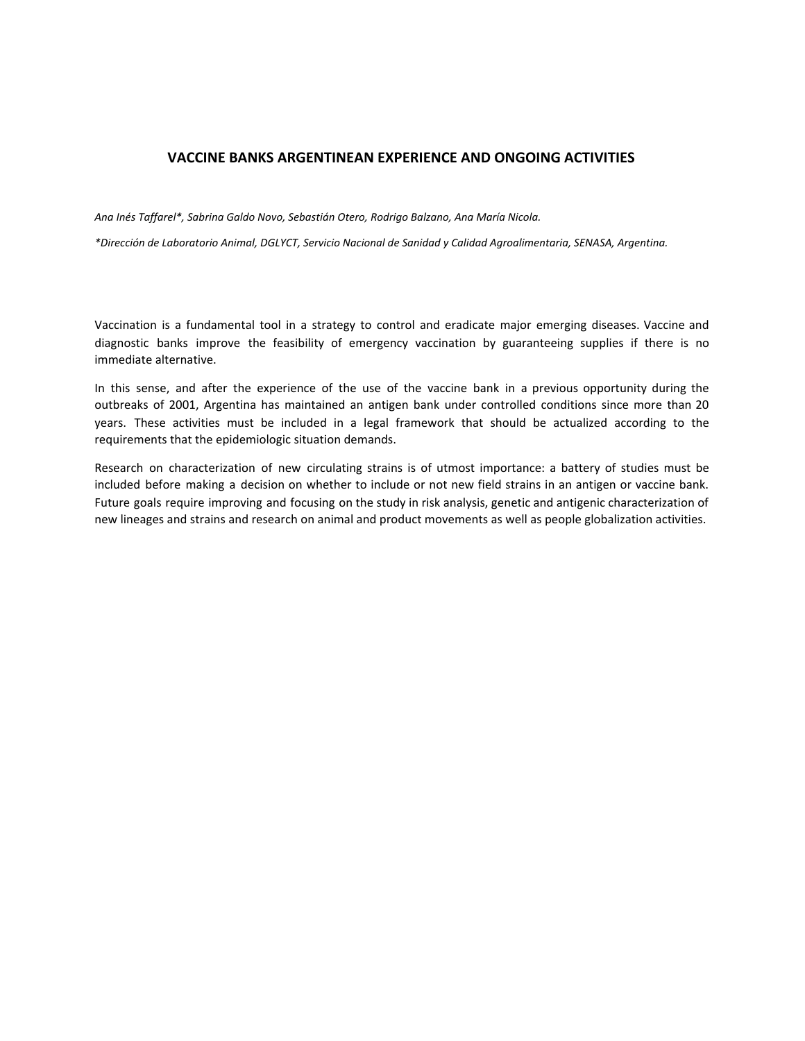# VACCINE BANKS ARGENTINEAN EXPERIENCE AND ONGOING ACTIVITIES

*Ana Inés Taffarel\*, Sabrina Galdo Novo, Sebastián Otero, Rodrigo Balzano, Ana María Nicola.*

*\*Dirección de Laboratorio Animal, DGLYCT, Servicio Nacional de Sanidad y Calidad Agroalimentaria, SENASA, Argentina.*

Vaccination is a fundamental tool in a strategy to control and eradicate major emerging diseases. Vaccine and diagnostic banks improve the feasibility of emergency vaccination by guaranteeing supplies if there is no immediate alternative.

In this sense, and after the experience of the use of the vaccine bank in a previous opportunity during the outbreaks of 2001, Argentina has maintained an antigen bank under controlled conditions since more than 20 years. These activities must be included in a legal framework that should be actualized according to the requirements that the epidemiologic situation demands.

Research on characterization of new circulating strains is of utmost importance: a battery of studies must be included before making a decision on whether to include or not new field strains in an antigen or vaccine bank. Future goals require improving and focusing on the study in risk analysis, genetic and antigenic characterization of new lineages and strains and research on animal and product movements as well as people globalization activities.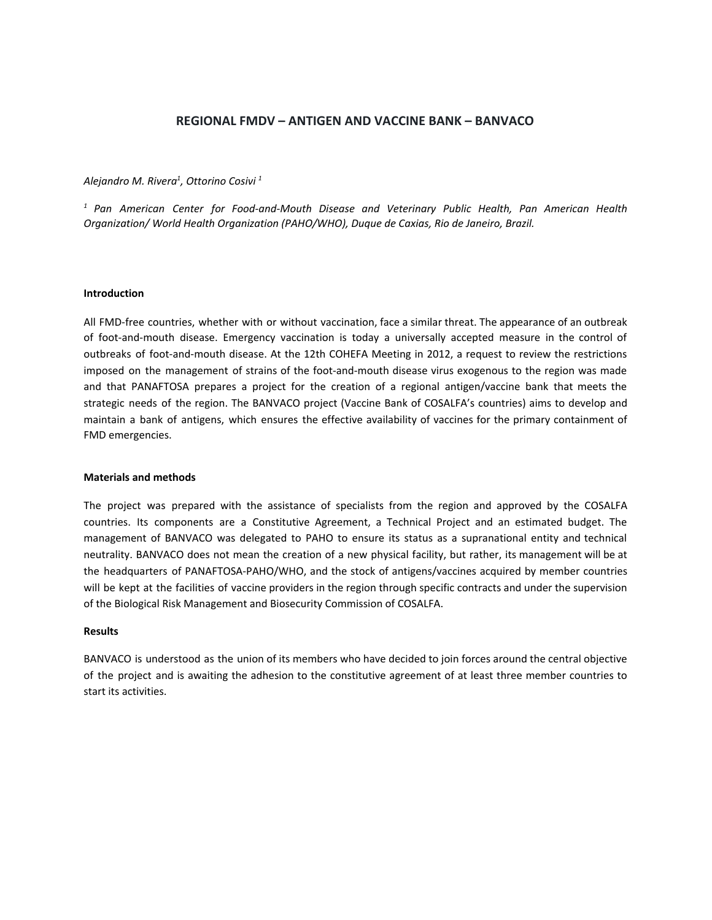# REGIONAL FMDV – ANTIGEN AND VACCINE BANK – BANVACO

*Alejandro M. Rivera[1], Ottorino Cosivi [1]*

*[1] Pan American Center for Food-and-Mouth Disease and Veterinary Public Health, Pan American Health Organization/ World Health Organization (PAHO/WHO), Duque de Caxias, Rio de Janeiro, Brazil.*

**Introduction**

All FMD-free countries, whether with or without vaccination, face a similar threat. The appearance of an outbreak of foot-and-mouth disease. Emergency vaccination is today a universally accepted measure in the control of outbreaks of foot-and-mouth disease. At the 12th COHEFA Meeting in 2012, a request to review the restrictions imposed on the management of strains of the foot-and-mouth disease virus exogenous to the region was made and that PANAFTOSA prepares a project for the creation of a regional antigen/vaccine bank that meets the strategic needs of the region. The BANVACO project (Vaccine Bank of COSALFA's countries) aims to develop and maintain a bank of antigens, which ensures the effective availability of vaccines for the primary containment of FMD emergencies.

**Materials and methods**

The project was prepared with the assistance of specialists from the region and approved by the COSALFA countries. Its components are a Constitutive Agreement, a Technical Project and an estimated budget. The management of BANVACO was delegated to PAHO to ensure its status as a supranational entity and technical neutrality. BANVACO does not mean the creation of a new physical facility, but rather, its management will be at the headquarters of PANAFTOSA-PAHO/WHO, and the stock of antigens/vaccines acquired by member countries will be kept at the facilities of vaccine providers in the region through specific contracts and under the supervision of the Biological Risk Management and Biosecurity Commission of COSALFA.

**Results**

BANVACO is understood as the union of its members who have decided to join forces around the central objective of the project and is awaiting the adhesion to the constitutive agreement of at least three member countries to start its activities.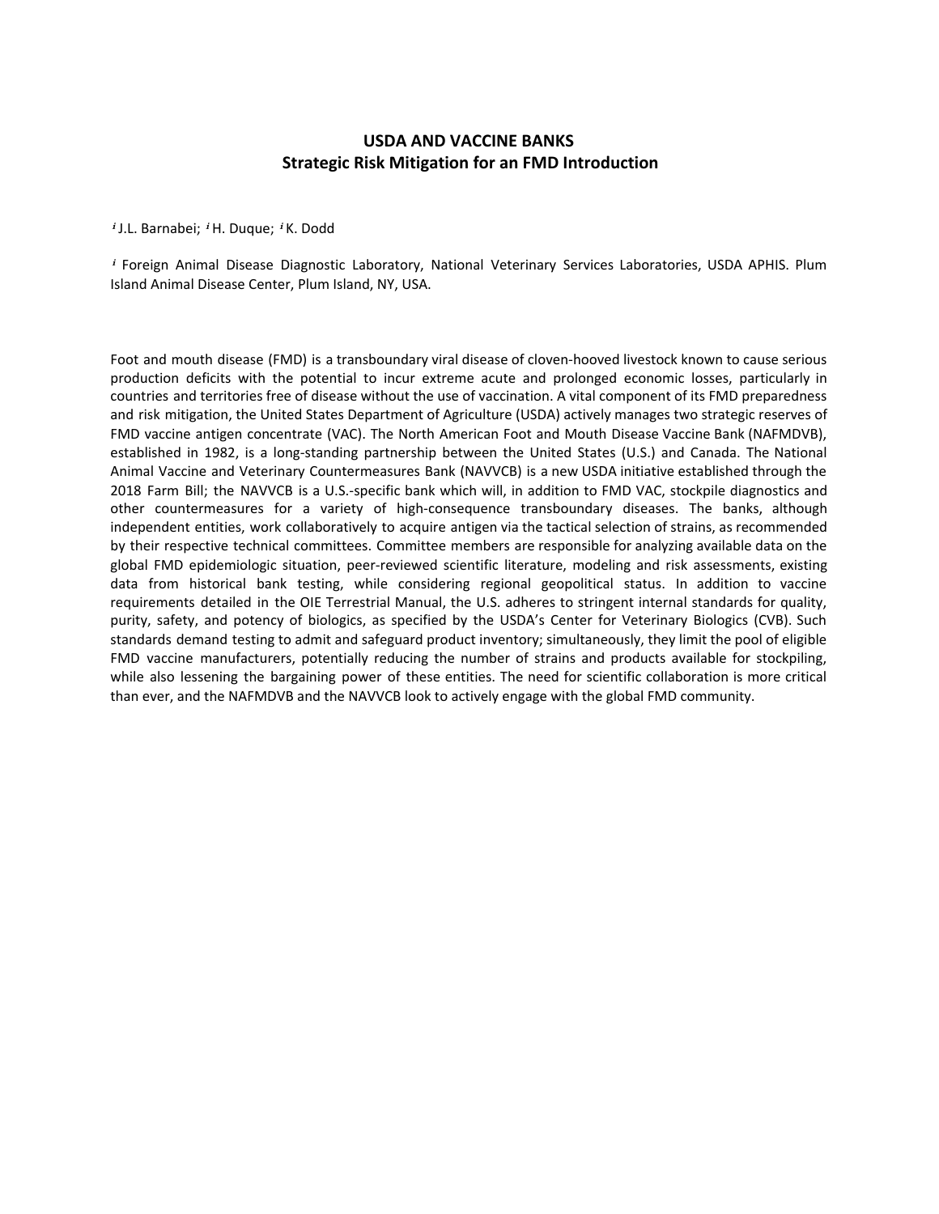# USDA AND VACCINE BANKS
## Strategic Risk Mitigation for an FMD Introduction

[i] J.L. Barnabei; [i] H. Duque; [i] K. Dodd

[i] Foreign Animal Disease Diagnostic Laboratory, National Veterinary Services Laboratories, USDA APHIS. Plum Island Animal Disease Center, Plum Island, NY, USA.

Foot and mouth disease (FMD) is a transboundary viral disease of cloven-hooved livestock known to cause serious production deficits with the potential to incur extreme acute and prolonged economic losses, particularly in countries and territories free of disease without the use of vaccination. A vital component of its FMD preparedness and risk mitigation, the United States Department of Agriculture (USDA) actively manages two strategic reserves of FMD vaccine antigen concentrate (VAC). The North American Foot and Mouth Disease Vaccine Bank (NAFMDVB), established in 1982, is a long-standing partnership between the United States (U.S.) and Canada. The National Animal Vaccine and Veterinary Countermeasures Bank (NAVVCB) is a new USDA initiative established through the 2018 Farm Bill; the NAVVCB is a U.S.-specific bank which will, in addition to FMD VAC, stockpile diagnostics and other countermeasures for a variety of high-consequence transboundary diseases. The banks, although independent entities, work collaboratively to acquire antigen via the tactical selection of strains, as recommended by their respective technical committees. Committee members are responsible for analyzing available data on the global FMD epidemiologic situation, peer-reviewed scientific literature, modeling and risk assessments, existing data from historical bank testing, while considering regional geopolitical status. In addition to vaccine requirements detailed in the OIE Terrestrial Manual, the U.S. adheres to stringent internal standards for quality, purity, safety, and potency of biologics, as specified by the USDA's Center for Veterinary Biologics (CVB). Such standards demand testing to admit and safeguard product inventory; simultaneously, they limit the pool of eligible FMD vaccine manufacturers, potentially reducing the number of strains and products available for stockpiling, while also lessening the bargaining power of these entities. The need for scientific collaboration is more critical than ever, and the NAFMDVB and the NAVVCB look to actively engage with the global FMD community.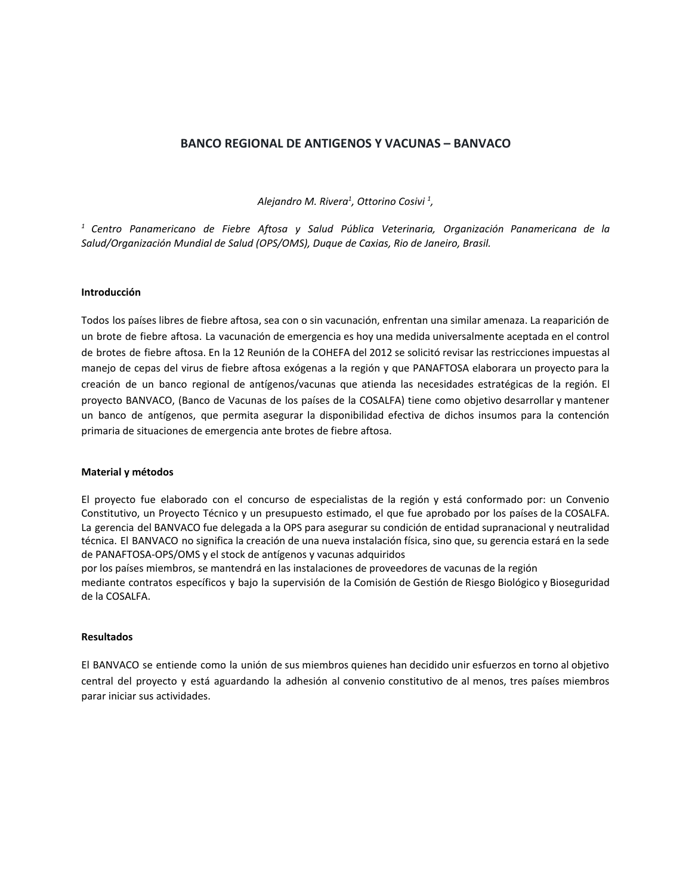# BANCO REGIONAL DE ANTIGENOS Y VACUNAS – BANVACO

*Alejandro M. Rivera[1], Ottorino Cosivi [1],*

*[1] Centro Panamericano de Fiebre Aftosa y Salud Pública Veterinaria, Organización Panamericana de la Salud/Organización Mundial de Salud (OPS/OMS), Duque de Caxias, Rio de Janeiro, Brasil.*

## Introducción

Todos los países libres de fiebre aftosa, sea con o sin vacunación, enfrentan una similar amenaza. La reaparición de un brote de fiebre aftosa. La vacunación de emergencia es hoy una medida universalmente aceptada en el control de brotes de fiebre aftosa. En la 12 Reunión de la COHEFA del 2012 se solicitó revisar las restricciones impuestas al manejo de cepas del virus de fiebre aftosa exógenas a la región y que PANAFTOSA elaborara un proyecto para la creación de un banco regional de antígenos/vacunas que atienda las necesidades estratégicas de la región. El proyecto BANVACO, (Banco de Vacunas de los países de la COSALFA) tiene como objetivo desarrollar y mantener un banco de antígenos, que permita asegurar la disponibilidad efectiva de dichos insumos para la contención primaria de situaciones de emergencia ante brotes de fiebre aftosa.

## Material y métodos

El proyecto fue elaborado con el concurso de especialistas de la región y está conformado por: un Convenio Constitutivo, un Proyecto Técnico y un presupuesto estimado, el que fue aprobado por los países de la COSALFA. La gerencia del BANVACO fue delegada a la OPS para asegurar su condición de entidad supranacional y neutralidad técnica. El BANVACO no significa la creación de una nueva instalación física, sino que, su gerencia estará en la sede de PANAFTOSA-OPS/OMS y el stock de antígenos y vacunas adquiridos por los países miembros, se mantendrá en las instalaciones de proveedores de vacunas de la región mediante contratos específicos y bajo la supervisión de la Comisión de Gestión de Riesgo Biológico y Bioseguridad de la COSALFA.

## Resultados

El BANVACO se entiende como la unión de sus miembros quienes han decidido unir esfuerzos en torno al objetivo central del proyecto y está aguardando la adhesión al convenio constitutivo de al menos, tres países miembros parar iniciar sus actividades.